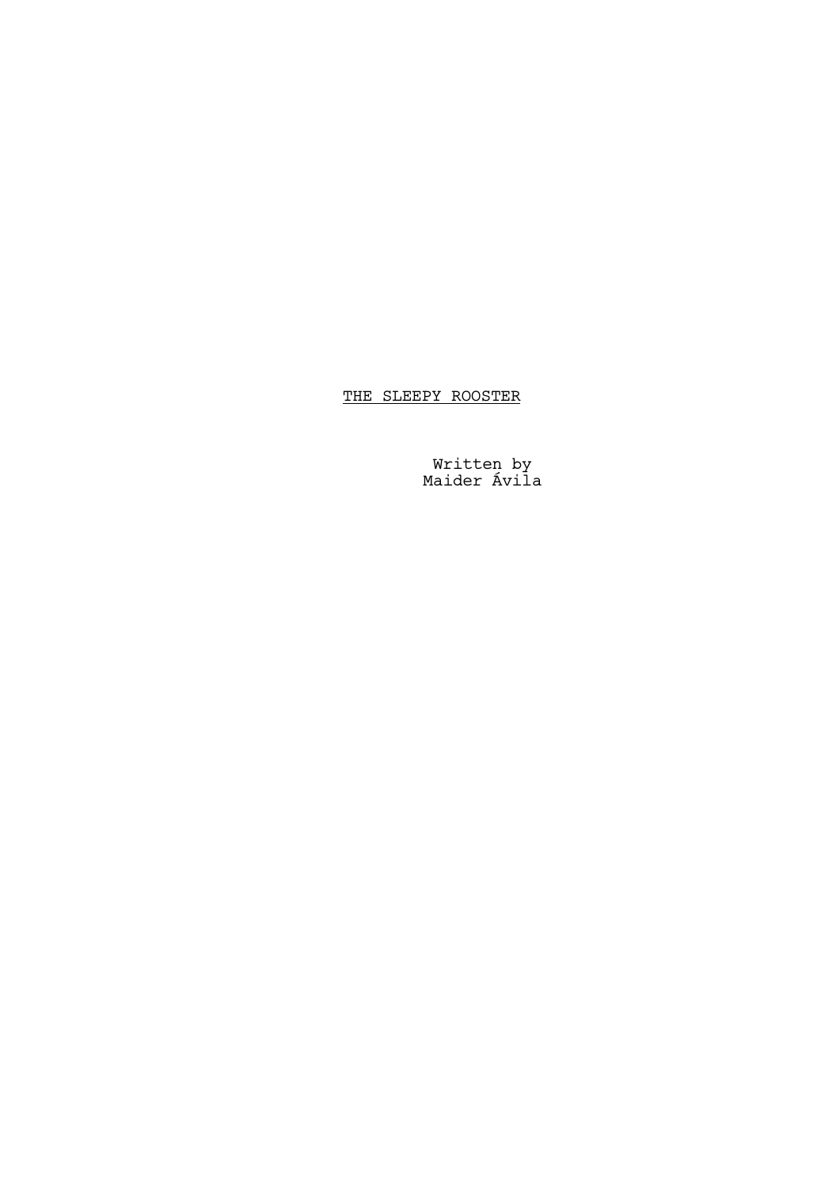# THE SLEEPY ROOSTER

Written by
Maider Ávila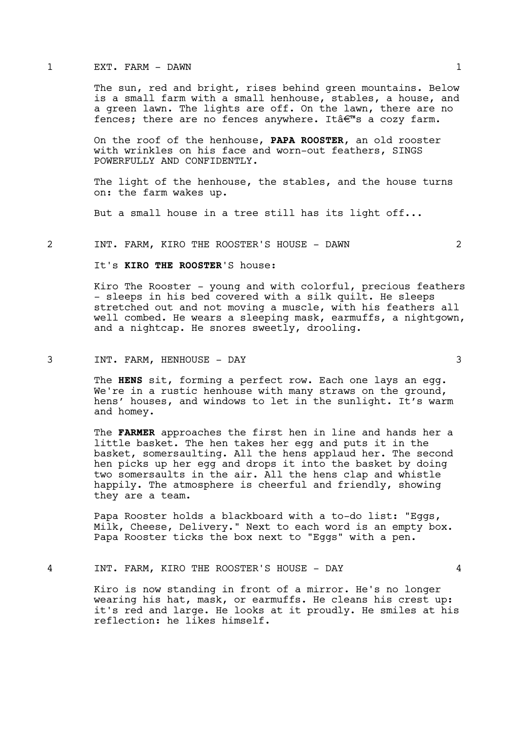1 EXT. FARM - DAWN 1

The sun, red and bright, rises behind green mountains. Below is a small farm with a small henhouse, stables, a house, and a green lawn. The lights are off. On the lawn, there are no fences; there are no fences anywhere. Itâ€™s a cozy farm.

On the roof of the henhouse, **PAPA ROOSTER**, an old rooster with wrinkles on his face and worn-out feathers, SINGS POWERFULLY AND CONFIDENTLY.

The light of the henhouse, the stables, and the house turns on: the farm wakes up.

But a small house in a tree still has its light off...

2 INT. FARM, KIRO THE ROOSTER'S HOUSE - DAWN 2

It's **KIRO THE ROOSTER**'S house:

Kiro The Rooster - young and with colorful, precious feathers - sleeps in his bed covered with a silk quilt. He sleeps stretched out and not moving a muscle, with his feathers all well combed. He wears a sleeping mask, earmuffs, a nightgown, and a nightcap. He snores sweetly, drooling.

3 INT. FARM, HENHOUSE - DAY 3

The **HENS** sit, forming a perfect row. Each one lays an egg. We're in a rustic henhouse with many straws on the ground, hens’ houses, and windows to let in the sunlight. It’s warm and homey.

The **FARMER** approaches the first hen in line and hands her a little basket. The hen takes her egg and puts it in the basket, somersaulting. All the hens applaud her. The second hen picks up her egg and drops it into the basket by doing two somersaults in the air. All the hens clap and whistle happily. The atmosphere is cheerful and friendly, showing they are a team.

Papa Rooster holds a blackboard with a to-do list: "Eggs, Milk, Cheese, Delivery." Next to each word is an empty box. Papa Rooster ticks the box next to "Eggs" with a pen.

4 INT. FARM, KIRO THE ROOSTER'S HOUSE - DAY 4

Kiro is now standing in front of a mirror. He's no longer wearing his hat, mask, or earmuffs. He cleans his crest up: it's red and large. He looks at it proudly. He smiles at his reflection: he likes himself.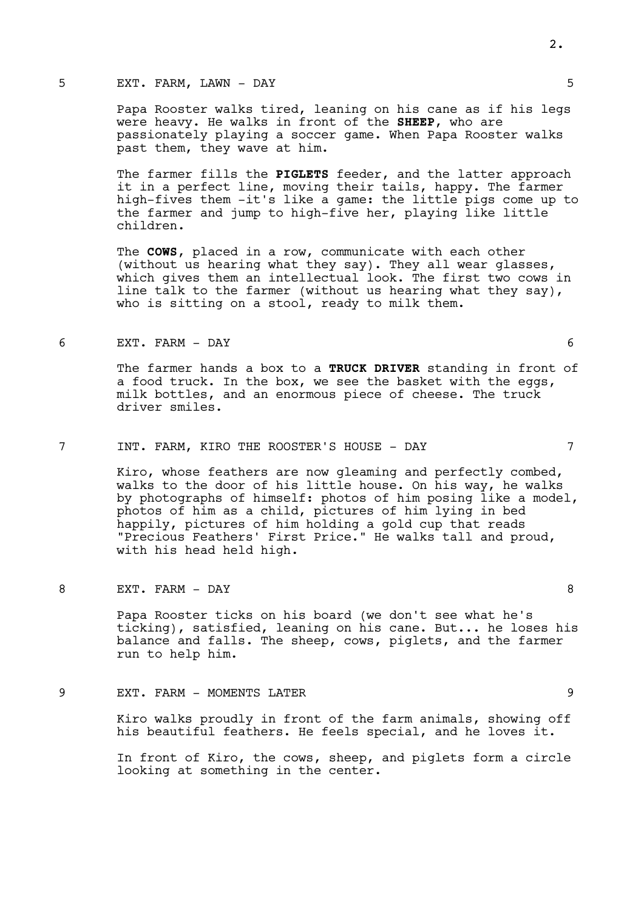5 EXT. FARM, LAWN - DAY 5

Papa Rooster walks tired, leaning on his cane as if his legs were heavy. He walks in front of the **SHEEP**, who are passionately playing a soccer game. When Papa Rooster walks past them, they wave at him.

The farmer fills the **PIGLETS** feeder, and the latter approach it in a perfect line, moving their tails, happy. The farmer high-fives them -it's like a game: the little pigs come up to the farmer and jump to high-five her, playing like little children.

The **COWS**, placed in a row, communicate with each other (without us hearing what they say). They all wear glasses, which gives them an intellectual look. The first two cows in line talk to the farmer (without us hearing what they say), who is sitting on a stool, ready to milk them.

6 EXT. FARM - DAY 6

The farmer hands a box to a **TRUCK DRIVER** standing in front of a food truck. In the box, we see the basket with the eggs, milk bottles, and an enormous piece of cheese. The truck driver smiles.

7 INT. FARM, KIRO THE ROOSTER'S HOUSE - DAY 7

Kiro, whose feathers are now gleaming and perfectly combed, walks to the door of his little house. On his way, he walks by photographs of himself: photos of him posing like a model, photos of him as a child, pictures of him lying in bed happily, pictures of him holding a gold cup that reads "Precious Feathers' First Price." He walks tall and proud, with his head held high.

8 EXT. FARM - DAY 8

Papa Rooster ticks on his board (we don't see what he's ticking), satisfied, leaning on his cane. But... he loses his balance and falls. The sheep, cows, piglets, and the farmer run to help him.

9 EXT. FARM - MOMENTS LATER 9

Kiro walks proudly in front of the farm animals, showing off his beautiful feathers. He feels special, and he loves it.

In front of Kiro, the cows, sheep, and piglets form a circle looking at something in the center.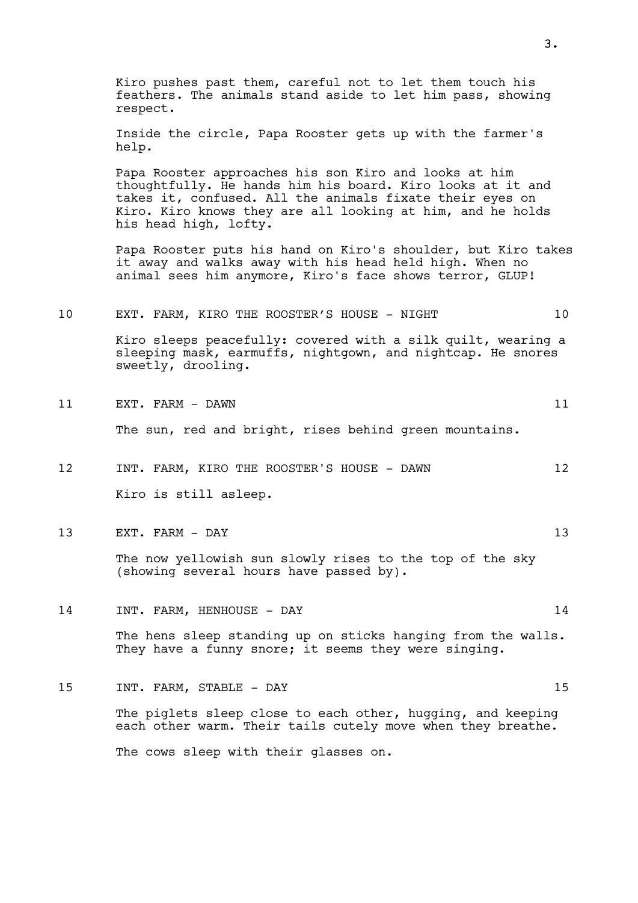Kiro pushes past them, careful not to let them touch his feathers. The animals stand aside to let him pass, showing respect.

Inside the circle, Papa Rooster gets up with the farmer's help.

Papa Rooster approaches his son Kiro and looks at him thoughtfully. He hands him his board. Kiro looks at it and takes it, confused. All the animals fixate their eyes on Kiro. Kiro knows they are all looking at him, and he holds his head high, lofty.

Papa Rooster puts his hand on Kiro's shoulder, but Kiro takes it away and walks away with his head held high. When no animal sees him anymore, Kiro's face shows terror, GLUP!

10 EXT. FARM, KIRO THE ROOSTER'S HOUSE - NIGHT 10

Kiro sleeps peacefully: covered with a silk quilt, wearing a sleeping mask, earmuffs, nightgown, and nightcap. He snores sweetly, drooling.

11 EXT. FARM - DAWN 11

The sun, red and bright, rises behind green mountains.

12 INT. FARM, KIRO THE ROOSTER'S HOUSE - DAWN 12

Kiro is still asleep.

13 EXT. FARM - DAY 13

The now yellowish sun slowly rises to the top of the sky (showing several hours have passed by).

14 INT. FARM, HENHOUSE - DAY 14

The hens sleep standing up on sticks hanging from the walls. They have a funny snore; it seems they were singing.

15 INT. FARM, STABLE - DAY 15

The piglets sleep close to each other, hugging, and keeping each other warm. Their tails cutely move when they breathe.

The cows sleep with their glasses on.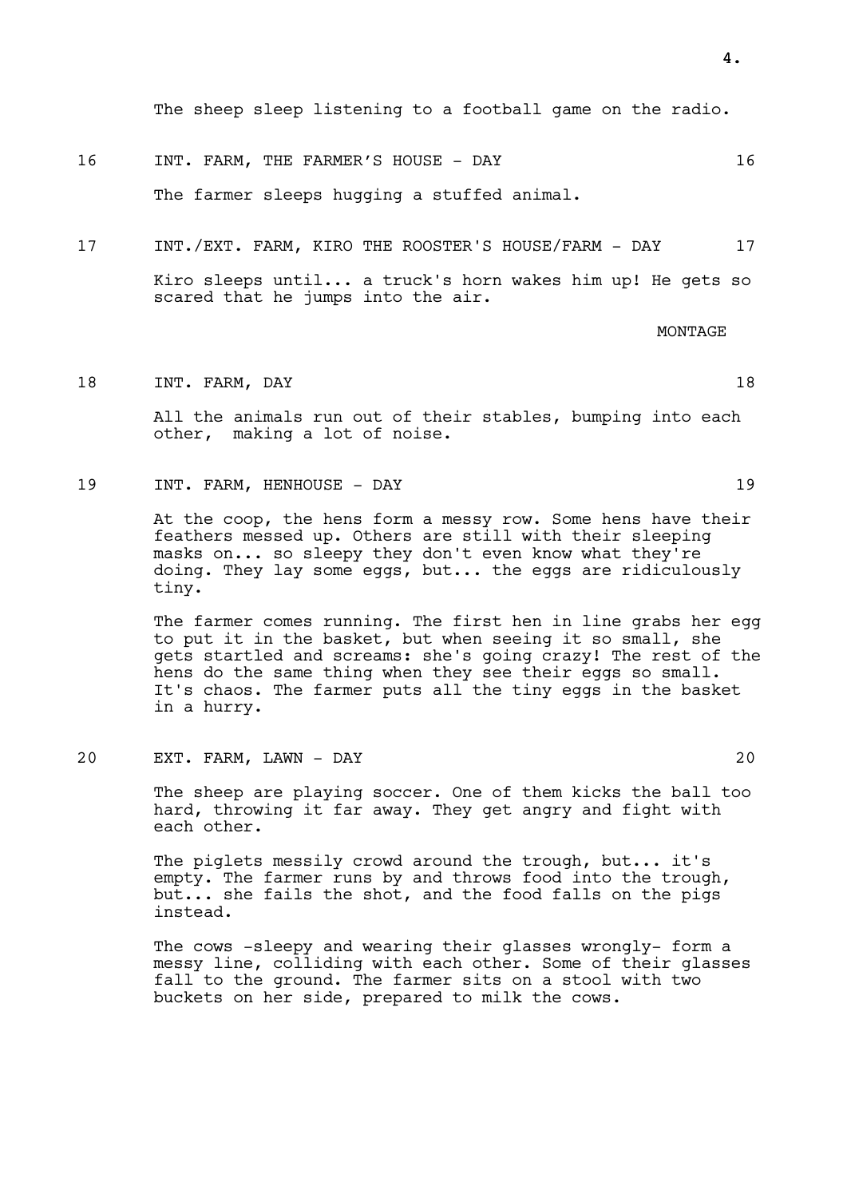The sheep sleep listening to a football game on the radio.

16 INT. FARM, THE FARMER'S HOUSE - DAY 16

The farmer sleeps hugging a stuffed animal.

17 INT./EXT. FARM, KIRO THE ROOSTER'S HOUSE/FARM - DAY 17

Kiro sleeps until... a truck's horn wakes him up! He gets so scared that he jumps into the air.

MONTAGE

18 INT. FARM, DAY 18

All the animals run out of their stables, bumping into each other, making a lot of noise.

19 INT. FARM, HENHOUSE - DAY 19

At the coop, the hens form a messy row. Some hens have their feathers messed up. Others are still with their sleeping masks on... so sleepy they don't even know what they're doing. They lay some eggs, but... the eggs are ridiculously tiny.

The farmer comes running. The first hen in line grabs her egg to put it in the basket, but when seeing it so small, she gets startled and screams: she's going crazy! The rest of the hens do the same thing when they see their eggs so small. It's chaos. The farmer puts all the tiny eggs in the basket in a hurry.

20 EXT. FARM, LAWN - DAY 20

The sheep are playing soccer. One of them kicks the ball too hard, throwing it far away. They get angry and fight with each other.

The piglets messily crowd around the trough, but... it's empty. The farmer runs by and throws food into the trough, but... she fails the shot, and the food falls on the pigs instead.

The cows -sleepy and wearing their glasses wrongly- form a messy line, colliding with each other. Some of their glasses fall to the ground. The farmer sits on a stool with two buckets on her side, prepared to milk the cows.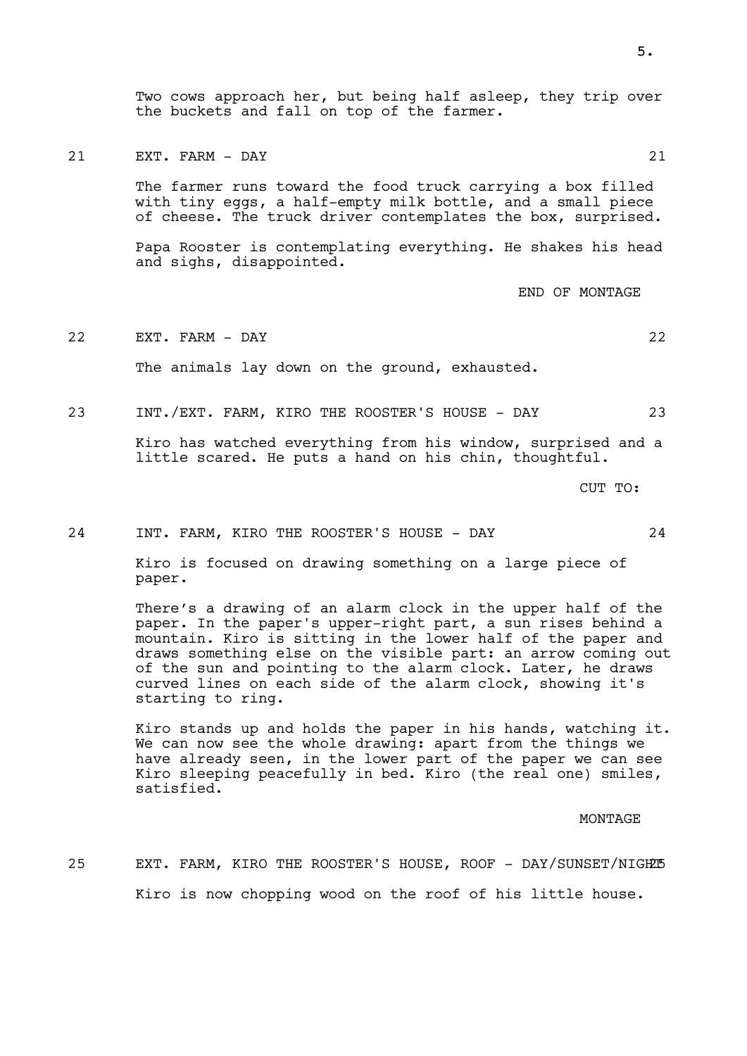Two cows approach her, but being half asleep, they trip over the buckets and fall on top of the farmer.

21 EXT. FARM - DAY 21

The farmer runs toward the food truck carrying a box filled with tiny eggs, a half-empty milk bottle, and a small piece of cheese. The truck driver contemplates the box, surprised.

Papa Rooster is contemplating everything. He shakes his head and sighs, disappointed.

END OF MONTAGE

22 EXT. FARM - DAY 22

The animals lay down on the ground, exhausted.

23 INT./EXT. FARM, KIRO THE ROOSTER'S HOUSE - DAY 23

Kiro has watched everything from his window, surprised and a little scared. He puts a hand on his chin, thoughtful.

CUT TO:

24 INT. FARM, KIRO THE ROOSTER'S HOUSE - DAY 24

Kiro is focused on drawing something on a large piece of paper.

There's a drawing of an alarm clock in the upper half of the paper. In the paper's upper-right part, a sun rises behind a mountain. Kiro is sitting in the lower half of the paper and draws something else on the visible part: an arrow coming out of the sun and pointing to the alarm clock. Later, he draws curved lines on each side of the alarm clock, showing it's starting to ring.

Kiro stands up and holds the paper in his hands, watching it. We can now see the whole drawing: apart from the things we have already seen, in the lower part of the paper we can see Kiro sleeping peacefully in bed. Kiro (the real one) smiles, satisfied.

MONTAGE

25 EXT. FARM, KIRO THE ROOSTER'S HOUSE, ROOF - DAY/SUNSET/NIGHT 25

Kiro is now chopping wood on the roof of his little house.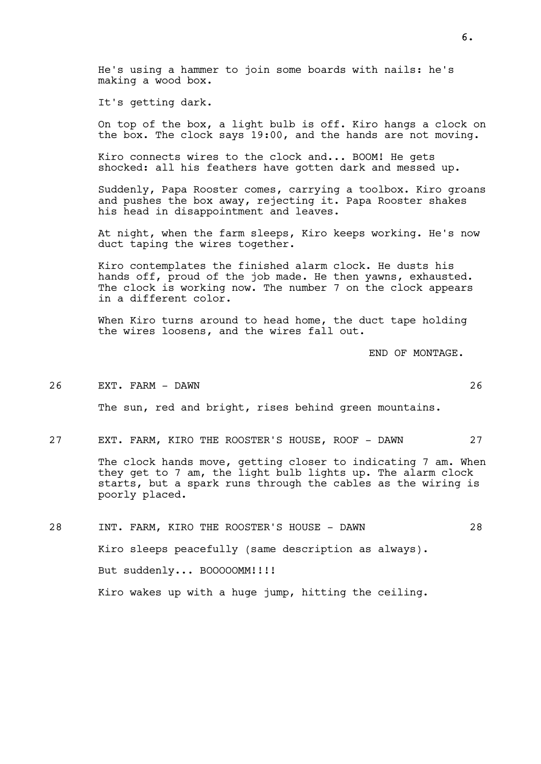He's using a hammer to join some boards with nails: he's making a wood box.

It's getting dark.

On top of the box, a light bulb is off. Kiro hangs a clock on the box. The clock says 19:00, and the hands are not moving.

Kiro connects wires to the clock and... BOOM! He gets shocked: all his feathers have gotten dark and messed up.

Suddenly, Papa Rooster comes, carrying a toolbox. Kiro groans and pushes the box away, rejecting it. Papa Rooster shakes his head in disappointment and leaves.

At night, when the farm sleeps, Kiro keeps working. He's now duct taping the wires together.

Kiro contemplates the finished alarm clock. He dusts his hands off, proud of the job made. He then yawns, exhausted. The clock is working now. The number 7 on the clock appears in a different color.

When Kiro turns around to head home, the duct tape holding the wires loosens, and the wires fall out.

END OF MONTAGE.

26 EXT. FARM - DAWN 26

The sun, red and bright, rises behind green mountains.

27 EXT. FARM, KIRO THE ROOSTER'S HOUSE, ROOF - DAWN 27

The clock hands move, getting closer to indicating 7 am. When they get to 7 am, the light bulb lights up. The alarm clock starts, but a spark runs through the cables as the wiring is poorly placed.

28 INT. FARM, KIRO THE ROOSTER'S HOUSE - DAWN 28

Kiro sleeps peacefully (same description as always).

But suddenly... BOOOOOMM!!!!

Kiro wakes up with a huge jump, hitting the ceiling.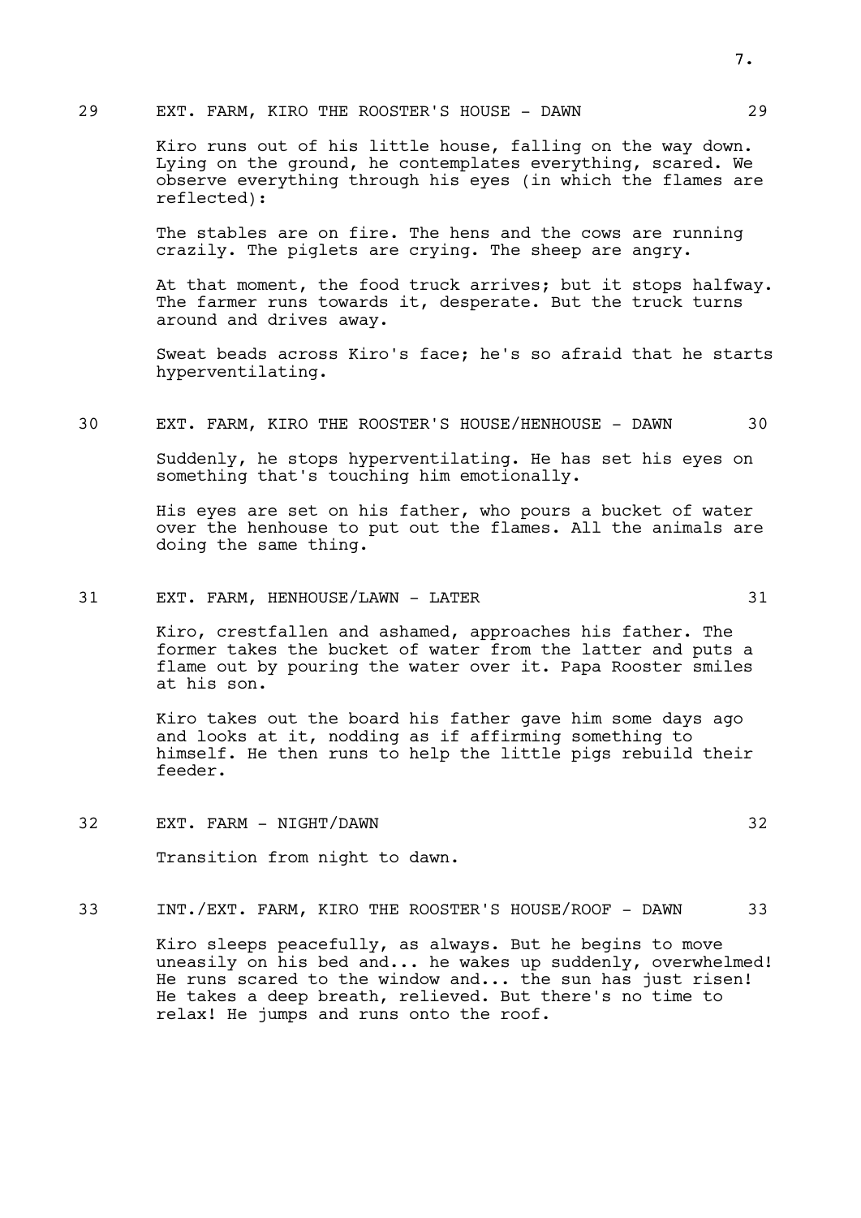29 EXT. FARM, KIRO THE ROOSTER'S HOUSE - DAWN 29

Kiro runs out of his little house, falling on the way down. Lying on the ground, he contemplates everything, scared. We observe everything through his eyes (in which the flames are reflected):

The stables are on fire. The hens and the cows are running crazily. The piglets are crying. The sheep are angry.

At that moment, the food truck arrives; but it stops halfway. The farmer runs towards it, desperate. But the truck turns around and drives away.

Sweat beads across Kiro's face; he's so afraid that he starts hyperventilating.

30 EXT. FARM, KIRO THE ROOSTER'S HOUSE/HENHOUSE - DAWN 30

Suddenly, he stops hyperventilating. He has set his eyes on something that's touching him emotionally.

His eyes are set on his father, who pours a bucket of water over the henhouse to put out the flames. All the animals are doing the same thing.

31 EXT. FARM, HENHOUSE/LAWN - LATER 31

Kiro, crestfallen and ashamed, approaches his father. The former takes the bucket of water from the latter and puts a flame out by pouring the water over it. Papa Rooster smiles at his son.

Kiro takes out the board his father gave him some days ago and looks at it, nodding as if affirming something to himself. He then runs to help the little pigs rebuild their feeder.

32 EXT. FARM - NIGHT/DAWN 32

Transition from night to dawn.

33 INT./EXT. FARM, KIRO THE ROOSTER'S HOUSE/ROOF - DAWN 33

Kiro sleeps peacefully, as always. But he begins to move uneasily on his bed and... he wakes up suddenly, overwhelmed! He runs scared to the window and... the sun has just risen! He takes a deep breath, relieved. But there's no time to relax! He jumps and runs onto the roof.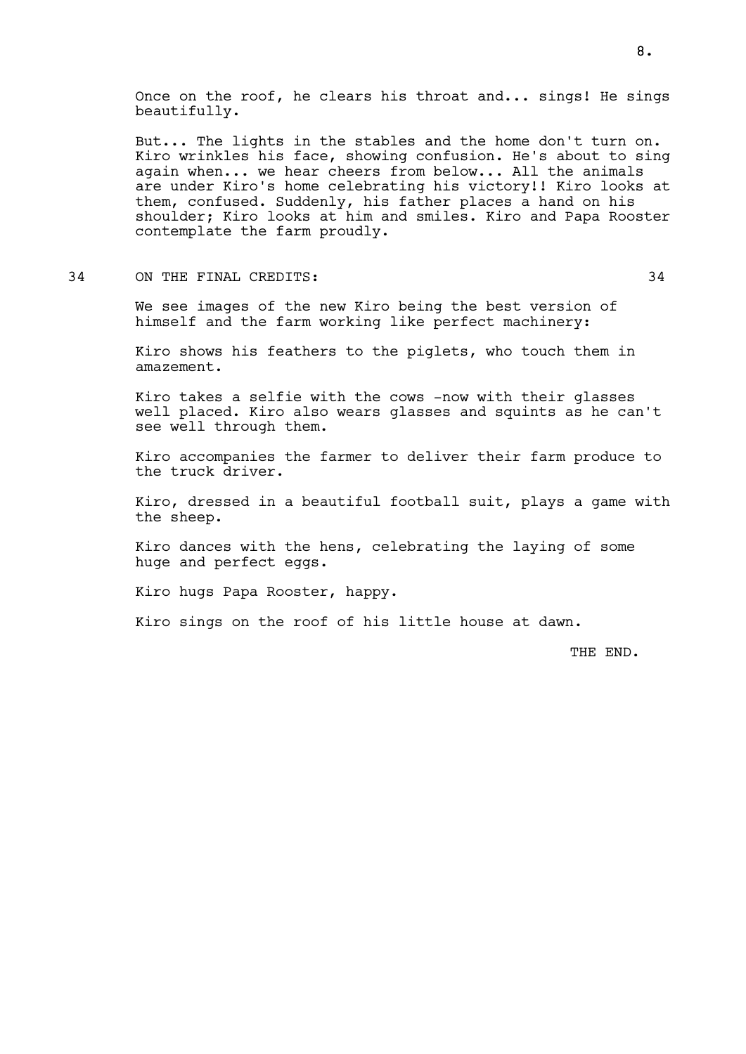Once on the roof, he clears his throat and... sings! He sings beautifully.

But... The lights in the stables and the home don't turn on. Kiro wrinkles his face, showing confusion. He's about to sing again when... we hear cheers from below... All the animals are under Kiro's home celebrating his victory!! Kiro looks at them, confused. Suddenly, his father places a hand on his shoulder; Kiro looks at him and smiles. Kiro and Papa Rooster contemplate the farm proudly.

34 ON THE FINAL CREDITS: 34

We see images of the new Kiro being the best version of himself and the farm working like perfect machinery:

Kiro shows his feathers to the piglets, who touch them in amazement.

Kiro takes a selfie with the cows -now with their glasses well placed. Kiro also wears glasses and squints as he can't see well through them.

Kiro accompanies the farmer to deliver their farm produce to the truck driver.

Kiro, dressed in a beautiful football suit, plays a game with the sheep.

Kiro dances with the hens, celebrating the laying of some huge and perfect eggs.

Kiro hugs Papa Rooster, happy.

Kiro sings on the roof of his little house at dawn.

THE END.